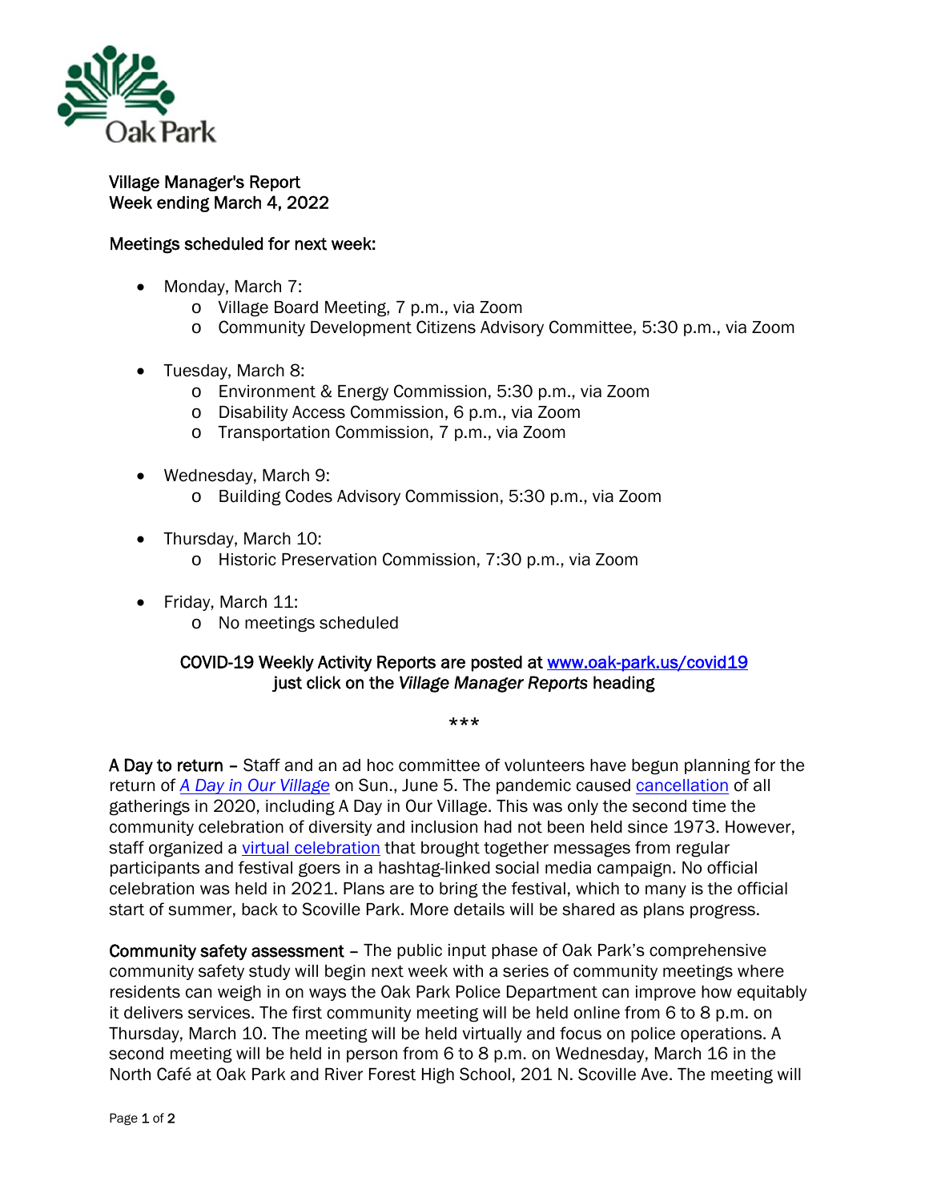Village Manager's Report
Week ending March 4, 2022

Meetings scheduled for next week:

- Monday, March 7:
  - Village Board Meeting, 7 p.m., via Zoom
  - Community Development Citizens Advisory Committee, 5:30 p.m., via Zoom
- Tuesday, March 8:
  - Environment & Energy Commission, 5:30 p.m., via Zoom
  - Disability Access Commission, 6 p.m., via Zoom
  - Transportation Commission, 7 p.m., via Zoom
- Wednesday, March 9:
  - Building Codes Advisory Commission, 5:30 p.m., via Zoom
- Thursday, March 10:
  - Historic Preservation Commission, 7:30 p.m., via Zoom
- Friday, March 11:
  - No meetings scheduled

COVID-19 Weekly Activity Reports are posted at www.oak-park.us/covid19 just click on the *Village Manager Reports* heading

***

**A Day to return** – Staff and an ad hoc committee of volunteers have begun planning for the return of *A Day in Our Village* on Sun., June 5. The pandemic caused cancellation of all gatherings in 2020, including A Day in Our Village. This was only the second time the community celebration of diversity and inclusion had not been held since 1973. However, staff organized a virtual celebration that brought together messages from regular participants and festival goers in a hashtag-linked social media campaign. No official celebration was held in 2021. Plans are to bring the festival, which to many is the official start of summer, back to Scoville Park. More details will be shared as plans progress.

**Community safety assessment** – The public input phase of Oak Park's comprehensive community safety study will begin next week with a series of community meetings where residents can weigh in on ways the Oak Park Police Department can improve how equitably it delivers services. The first community meeting will be held online from 6 to 8 p.m. on Thursday, March 10. The meeting will be held virtually and focus on police operations. A second meeting will be held in person from 6 to 8 p.m. on Wednesday, March 16 in the North Café at Oak Park and River Forest High School, 201 N. Scoville Ave. The meeting will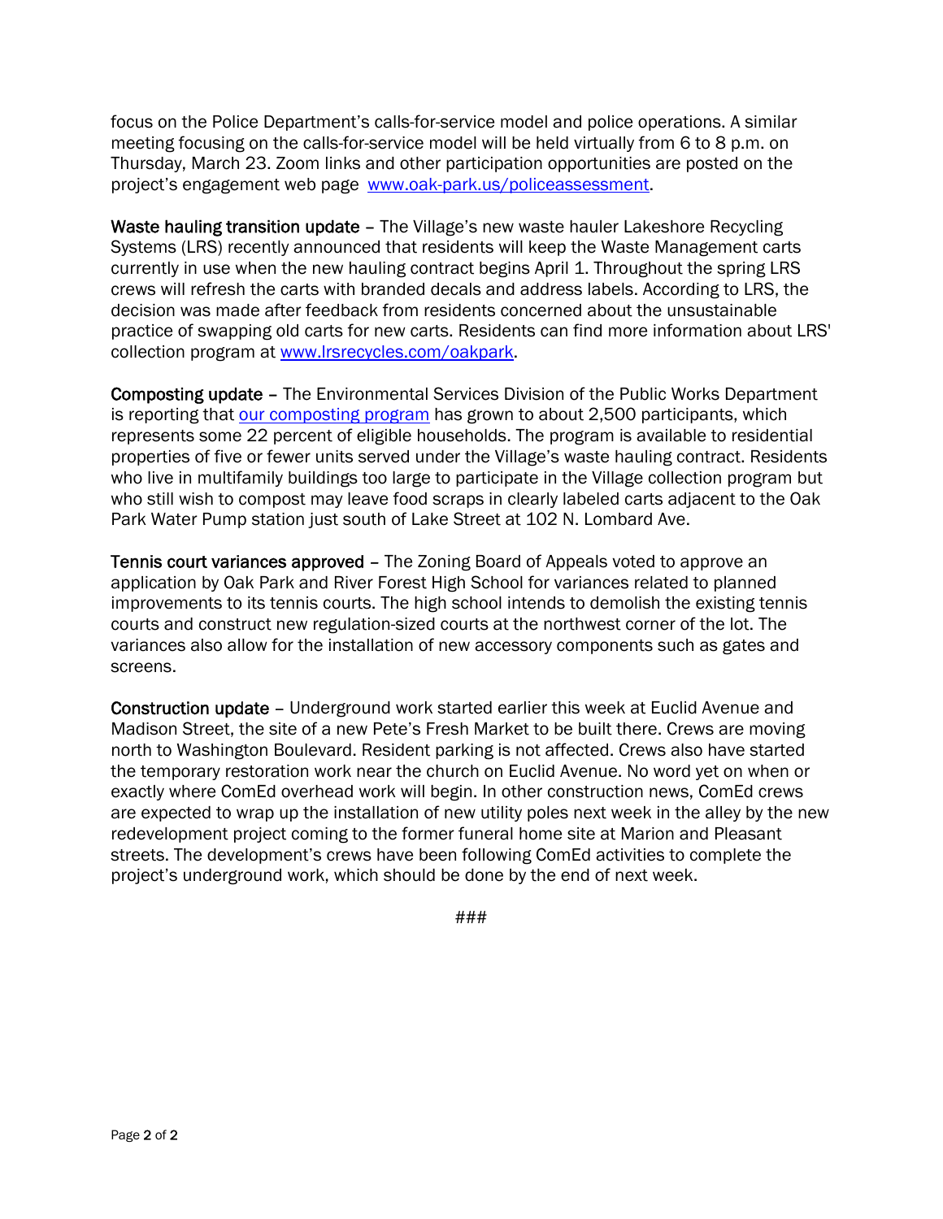focus on the Police Department's calls-for-service model and police operations. A similar meeting focusing on the calls-for-service model will be held virtually from 6 to 8 p.m. on Thursday, March 23. Zoom links and other participation opportunities are posted on the project's engagement web page [www.oak-park.us/policeassessment](www.oak-park.us/policeassessment).

**Waste hauling transition update** – The Village's new waste hauler Lakeshore Recycling Systems (LRS) recently announced that residents will keep the Waste Management carts currently in use when the new hauling contract begins April 1. Throughout the spring LRS crews will refresh the carts with branded decals and address labels. According to LRS, the decision was made after feedback from residents concerned about the unsustainable practice of swapping old carts for new carts. Residents can find more information about LRS' collection program at [www.lrsrecycles.com/oakpark](www.lrsrecycles.com/oakpark).

**Composting update** – The Environmental Services Division of the Public Works Department is reporting that our composting program has grown to about 2,500 participants, which represents some 22 percent of eligible households. The program is available to residential properties of five or fewer units served under the Village's waste hauling contract. Residents who live in multifamily buildings too large to participate in the Village collection program but who still wish to compost may leave food scraps in clearly labeled carts adjacent to the Oak Park Water Pump station just south of Lake Street at 102 N. Lombard Ave.

**Tennis court variances approved** – The Zoning Board of Appeals voted to approve an application by Oak Park and River Forest High School for variances related to planned improvements to its tennis courts. The high school intends to demolish the existing tennis courts and construct new regulation-sized courts at the northwest corner of the lot. The variances also allow for the installation of new accessory components such as gates and screens.

**Construction update** – Underground work started earlier this week at Euclid Avenue and Madison Street, the site of a new Pete's Fresh Market to be built there. Crews are moving north to Washington Boulevard. Resident parking is not affected. Crews also have started the temporary restoration work near the church on Euclid Avenue. No word yet on when or exactly where ComEd overhead work will begin. In other construction news, ComEd crews are expected to wrap up the installation of new utility poles next week in the alley by the new redevelopment project coming to the former funeral home site at Marion and Pleasant streets. The development's crews have been following ComEd activities to complete the project's underground work, which should be done by the end of next week.

###